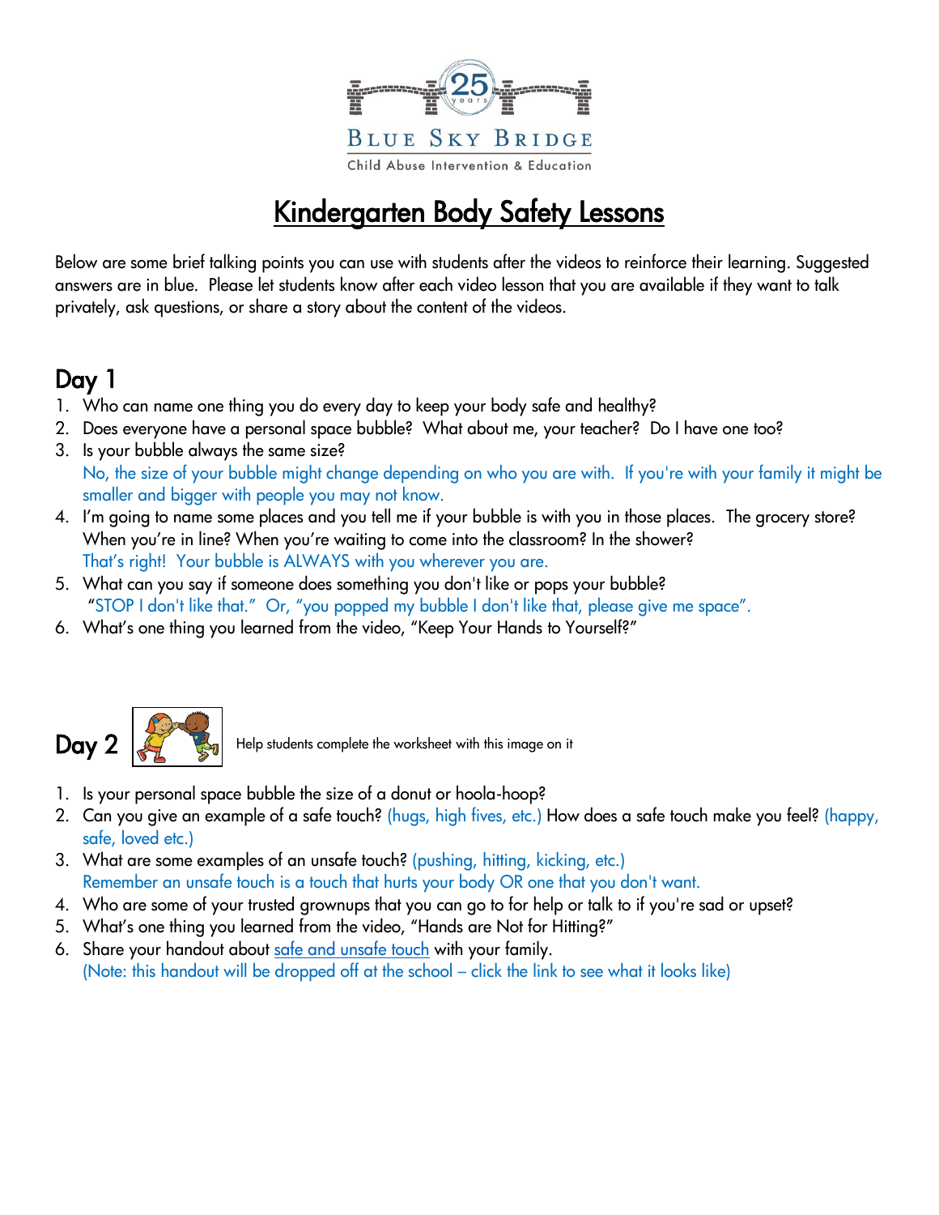Blue Sky Bridge

Child Abuse Intervention & Education

# Kindergarten Body Safety Lessons

Below are some brief talking points you can use with students after the videos to reinforce their learning. Suggested answers are in blue. Please let students know after each video lesson that you are available if they want to talk privately, ask questions, or share a story about the content of the videos.

## Day 1

1. Who can name one thing you do every day to keep your body safe and healthy?
2. Does everyone have a personal space bubble? What about me, your teacher? Do I have one too?
3. Is your bubble always the same size?
   No, the size of your bubble might change depending on who you are with. If you're with your family it might be smaller and bigger with people you may not know.
4. I'm going to name some places and you tell me if your bubble is with you in those places. The grocery store? When you're in line? When you're waiting to come into the classroom? In the shower?
   That's right! Your bubble is ALWAYS with you wherever you are.
5. What can you say if someone does something you don't like or pops your bubble?
   "STOP I don't like that." Or, "you popped my bubble I don't like that, please give me space".
6. What's one thing you learned from the video, "Keep Your Hands to Yourself?"

## Day 2

Help students complete the worksheet with this image on it

1. Is your personal space bubble the size of a donut or hoola-hoop?
2. Can you give an example of a safe touch? (hugs, high fives, etc.) How does a safe touch make you feel? (happy, safe, loved etc.)
3. What are some examples of an unsafe touch? (pushing, hitting, kicking, etc.)
   Remember an unsafe touch is a touch that hurts your body OR one that you don't want.
4. Who are some of your trusted grownups that you can go to for help or talk to if you're sad or upset?
5. What's one thing you learned from the video, "Hands are Not for Hitting?"
6. Share your handout about safe and unsafe touch with your family.
   (Note: this handout will be dropped off at the school – click the link to see what it looks like)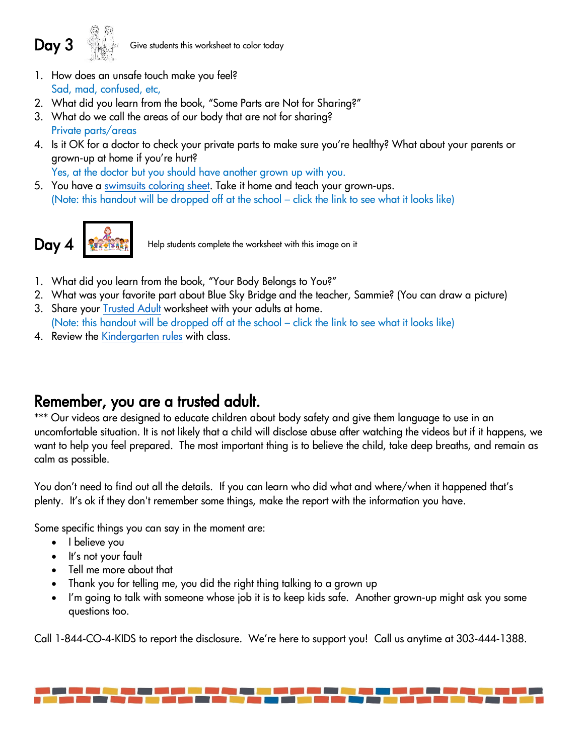## Day 3

Give students this worksheet to color today

1. How does an unsafe touch make you feel?
   Sad, mad, confused, etc,
2. What did you learn from the book, "Some Parts are Not for Sharing?"
3. What do we call the areas of our body that are not for sharing?
   Private parts/areas
4. Is it OK for a doctor to check your private parts to make sure you're healthy? What about your parents or grown-up at home if you're hurt?
   Yes, at the doctor but you should have another grown up with you.
5. You have a swimsuits coloring sheet. Take it home and teach your grown-ups.
   (Note: this handout will be dropped off at the school – click the link to see what it looks like)

## Day 4

Help students complete the worksheet with this image on it

1. What did you learn from the book, "Your Body Belongs to You?"
2. What was your favorite part about Blue Sky Bridge and the teacher, Sammie? (You can draw a picture)
3. Share your Trusted Adult worksheet with your adults at home.
   (Note: this handout will be dropped off at the school – click the link to see what it looks like)
4. Review the Kindergarten rules with class.

## Remember, you are a trusted adult.

*** Our videos are designed to educate children about body safety and give them language to use in an uncomfortable situation. It is not likely that a child will disclose abuse after watching the videos but if it happens, we want to help you feel prepared. The most important thing is to believe the child, take deep breaths, and remain as calm as possible.

You don't need to find out all the details. If you can learn who did what and where/when it happened that's plenty. It's ok if they don't remember some things, make the report with the information you have.

Some specific things you can say in the moment are:

- I believe you
- It's not your fault
- Tell me more about that
- Thank you for telling me, you did the right thing talking to a grown up
- I'm going to talk with someone whose job it is to keep kids safe. Another grown-up might ask you some questions too.

Call 1-844-CO-4-KIDS to report the disclosure. We're here to support you! Call us anytime at 303-444-1388.